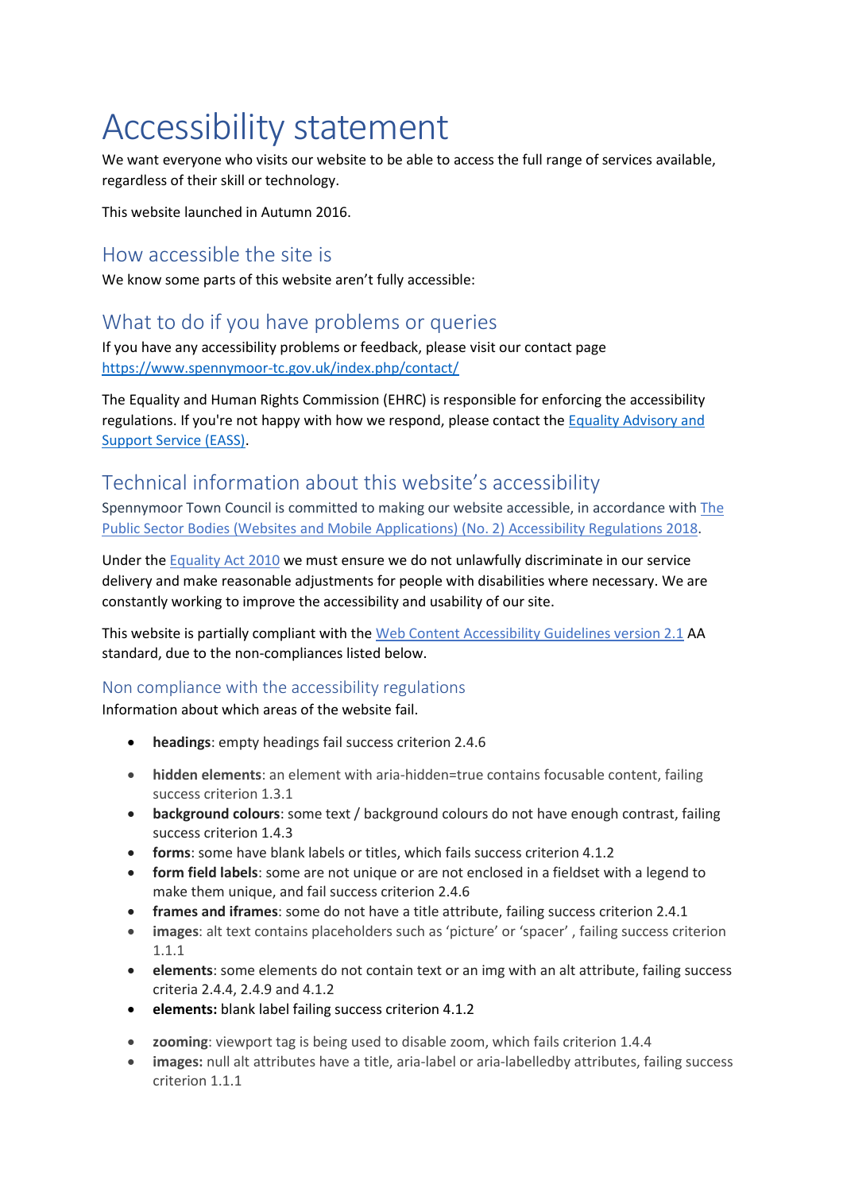# Accessibility statement

We want everyone who visits our website to be able to access the full range of services available, regardless of their skill or technology.

This website launched in Autumn 2016.

## How accessible the site is

We know some parts of this website aren't fully accessible:

## What to do if you have problems or queries

If you have any accessibility problems or feedback, please visit our contact page https://www.spennymoor-tc.gov.uk/index.php/contact/

The Equality and Human Rights Commission (EHRC) is responsible for enforcing the accessibility regulations. If you're not happy with how we respond, please contact the Equality Advisory and Support Service (EASS).

## Technical information about this website's accessibility

Spennymoor Town Council is committed to making our website accessible, in accordance with The Public Sector Bodies (Websites and Mobile Applications) (No. 2) Accessibility Regulations 2018.

Under the Equality Act 2010 we must ensure we do not unlawfully discriminate in our service delivery and make reasonable adjustments for people with disabilities where necessary. We are constantly working to improve the accessibility and usability of our site.

This website is partially compliant with the Web Content Accessibility Guidelines version 2.1 AA standard, due to the non-compliances listed below.

### Non compliance with the accessibility regulations

Information about which areas of the website fail.

- **headings**: empty headings fail success criterion 2.4.6
- **hidden elements**: an element with aria-hidden=true contains focusable content, failing success criterion 1.3.1
- **background colours**: some text / background colours do not have enough contrast, failing success criterion 1.4.3
- **forms**: some have blank labels or titles, which fails success criterion 4.1.2
- **form field labels**: some are not unique or are not enclosed in a fieldset with a legend to make them unique, and fail success criterion 2.4.6
- **frames and iframes**: some do not have a title attribute, failing success criterion 2.4.1
- **images**: alt text contains placeholders such as 'picture' or 'spacer' , failing success criterion 1.1.1
- **elements**: some elements do not contain text or an img with an alt attribute, failing success criteria 2.4.4, 2.4.9 and 4.1.2
- **elements:** blank label failing success criterion 4.1.2
- **zooming**: viewport tag is being used to disable zoom, which fails criterion 1.4.4
- **images:** null alt attributes have a title, aria-label or aria-labelledby attributes, failing success criterion 1.1.1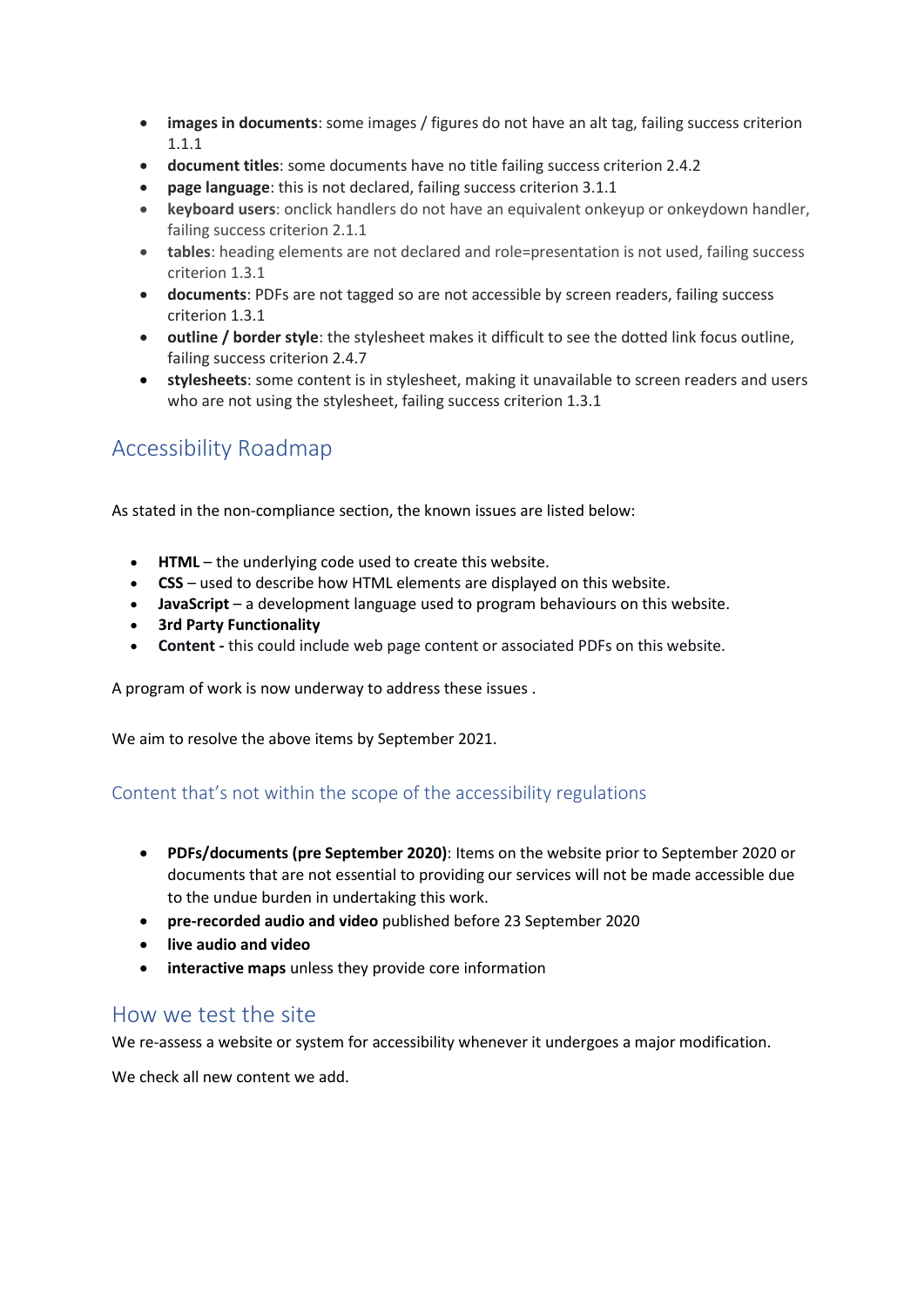- **images in documents**: some images / figures do not have an alt tag, failing success criterion 1.1.1
- **document titles**: some documents have no title failing success criterion 2.4.2
- **page language**: this is not declared, failing success criterion 3.1.1
- **keyboard users**: onclick handlers do not have an equivalent onkeyup or onkeydown handler, failing success criterion 2.1.1
- **tables**: heading elements are not declared and role=presentation is not used, failing success criterion 1.3.1
- **documents**: PDFs are not tagged so are not accessible by screen readers, failing success criterion 1.3.1
- **outline / border style**: the stylesheet makes it difficult to see the dotted link focus outline, failing success criterion 2.4.7
- **stylesheets**: some content is in stylesheet, making it unavailable to screen readers and users who are not using the stylesheet, failing success criterion 1.3.1

## Accessibility Roadmap

As stated in the non-compliance section, the known issues are listed below:

- **HTML** – the underlying code used to create this website.
- **CSS** – used to describe how HTML elements are displayed on this website.
- **JavaScript** – a development language used to program behaviours on this website.
- **3rd Party Functionality**
- **Content -** this could include web page content or associated PDFs on this website.

A program of work is now underway to address these issues .

We aim to resolve the above items by September 2021.

### Content that's not within the scope of the accessibility regulations

- **PDFs/documents (pre September 2020)**: Items on the website prior to September 2020 or documents that are not essential to providing our services will not be made accessible due to the undue burden in undertaking this work.
- **pre-recorded audio and video** published before 23 September 2020
- **live audio and video**
- **interactive maps** unless they provide core information

## How we test the site

We re-assess a website or system for accessibility whenever it undergoes a major modification.

We check all new content we add.